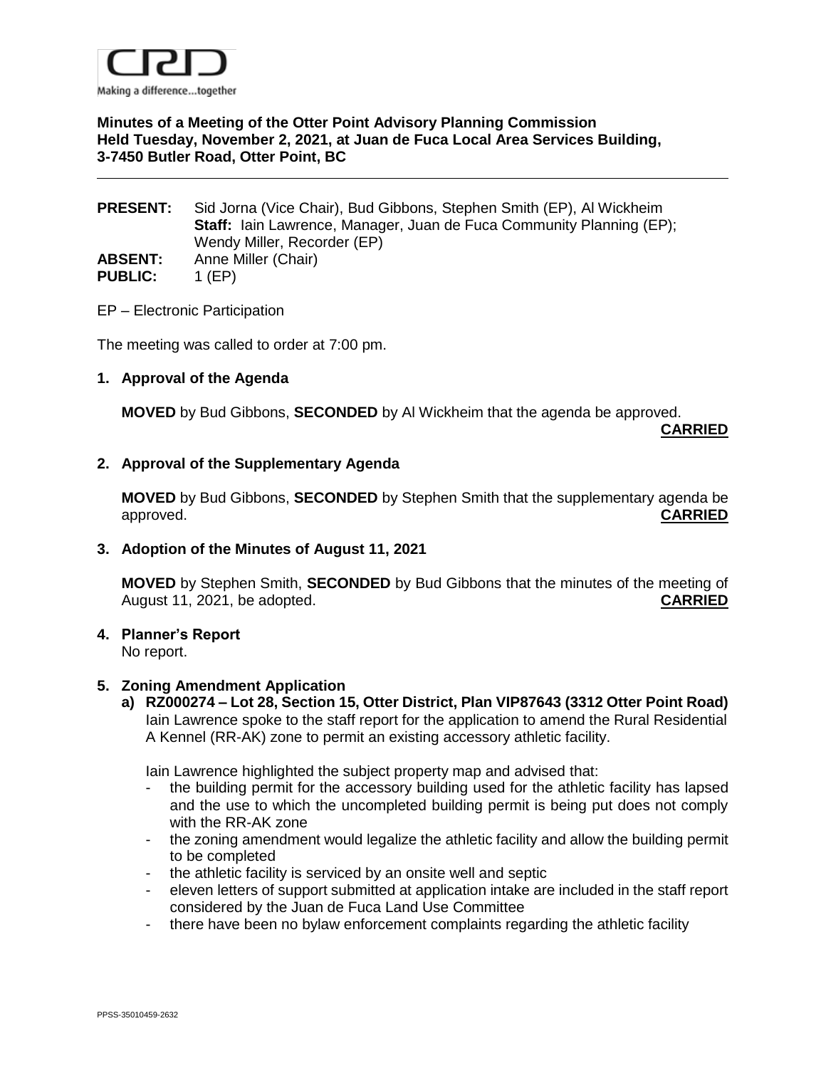CRD

Making a difference...together

**Minutes of a Meeting of the Otter Point Advisory Planning Commission Held Tuesday, November 2, 2021, at Juan de Fuca Local Area Services Building, 3-7450 Butler Road, Otter Point, BC**

---

**PRESENT:** Sid Jorna (Vice Chair), Bud Gibbons, Stephen Smith (EP), Al Wickheim
**Staff:** Iain Lawrence, Manager, Juan de Fuca Community Planning (EP); Wendy Miller, Recorder (EP)

**ABSENT:** Anne Miller (Chair)

**PUBLIC:** 1 (EP)

EP – Electronic Participation

The meeting was called to order at 7:00 pm.

**1. Approval of the Agenda**

**MOVED** by Bud Gibbons, **SECONDED** by Al Wickheim that the agenda be approved. **CARRIED**

**2. Approval of the Supplementary Agenda**

**MOVED** by Bud Gibbons, **SECONDED** by Stephen Smith that the supplementary agenda be approved. **CARRIED**

**3. Adoption of the Minutes of August 11, 2021**

**MOVED** by Stephen Smith, **SECONDED** by Bud Gibbons that the minutes of the meeting of August 11, 2021, be adopted. **CARRIED**

**4. Planner's Report**

No report.

**5. Zoning Amendment Application**

**a) RZ000274 – Lot 28, Section 15, Otter District, Plan VIP87643 (3312 Otter Point Road)**

Iain Lawrence spoke to the staff report for the application to amend the Rural Residential A Kennel (RR-AK) zone to permit an existing accessory athletic facility.

Iain Lawrence highlighted the subject property map and advised that:

- the building permit for the accessory building used for the athletic facility has lapsed and the use to which the uncompleted building permit is being put does not comply with the RR-AK zone
- the zoning amendment would legalize the athletic facility and allow the building permit to be completed
- the athletic facility is serviced by an onsite well and septic
- eleven letters of support submitted at application intake are included in the staff report considered by the Juan de Fuca Land Use Committee
- there have been no bylaw enforcement complaints regarding the athletic facility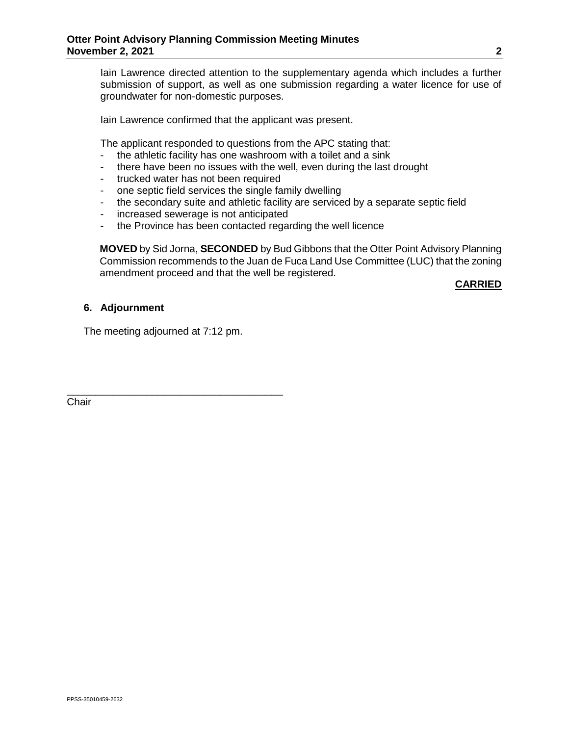Iain Lawrence directed attention to the supplementary agenda which includes a further submission of support, as well as one submission regarding a water licence for use of groundwater for non-domestic purposes.

Iain Lawrence confirmed that the applicant was present.

The applicant responded to questions from the APC stating that:

- the athletic facility has one washroom with a toilet and a sink
- there have been no issues with the well, even during the last drought
- trucked water has not been required
- one septic field services the single family dwelling
- the secondary suite and athletic facility are serviced by a separate septic field
- increased sewerage is not anticipated
- the Province has been contacted regarding the well licence

**MOVED** by Sid Jorna, **SECONDED** by Bud Gibbons that the Otter Point Advisory Planning Commission recommends to the Juan de Fuca Land Use Committee (LUC) that the zoning amendment proceed and that the well be registered.

**CARRIED**

## 6. Adjournment

The meeting adjourned at 7:12 pm.

\_\_\_\_\_\_\_\_\_\_\_\_\_\_\_\_\_\_\_\_\_\_\_\_\_\_\_\_\_\_\_\_\_\_\_\_\_\_

Chair

PPSS-35010459-2632